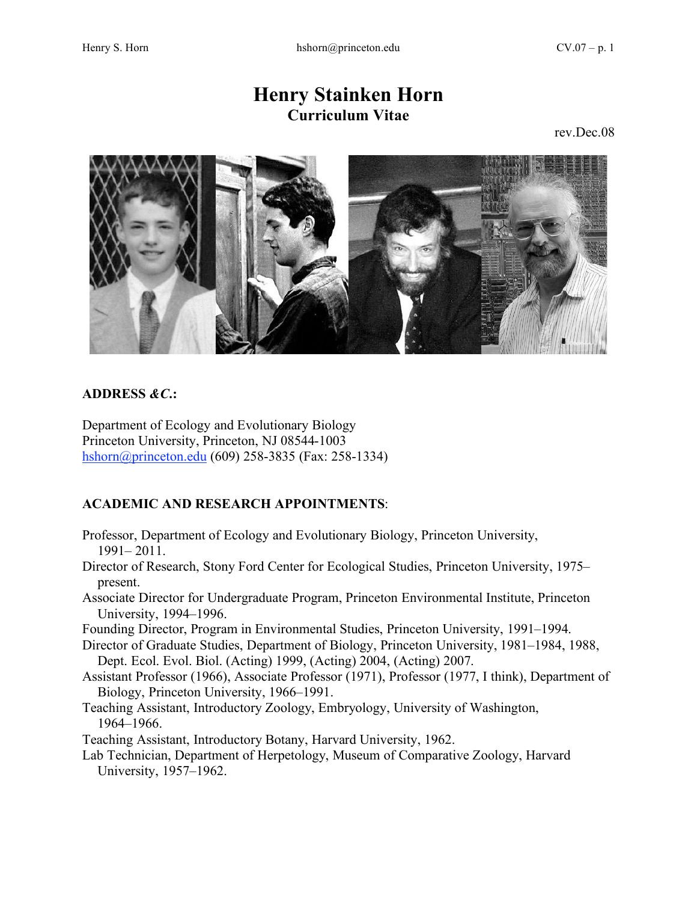# Henry Stainken Horn
## Curriculum Vitae

rev.Dec.08

**ADDRESS *&C.*:**

Department of Ecology and Evolutionary Biology
Princeton University, Princeton, NJ 08544-1003
hshorn@princeton.edu (609) 258-3835 (Fax: 258-1334)

**ACADEMIC AND RESEARCH APPOINTMENTS**:

Professor, Department of Ecology and Evolutionary Biology, Princeton University, 1991– 2011.
Director of Research, Stony Ford Center for Ecological Studies, Princeton University, 1975–present.
Associate Director for Undergraduate Program, Princeton Environmental Institute, Princeton University, 1994–1996.
Founding Director, Program in Environmental Studies, Princeton University, 1991–1994.
Director of Graduate Studies, Department of Biology, Princeton University, 1981–1984, 1988, Dept. Ecol. Evol. Biol. (Acting) 1999, (Acting) 2004, (Acting) 2007.
Assistant Professor (1966), Associate Professor (1971), Professor (1977, I think), Department of Biology, Princeton University, 1966–1991.
Teaching Assistant, Introductory Zoology, Embryology, University of Washington, 1964–1966.
Teaching Assistant, Introductory Botany, Harvard University, 1962.
Lab Technician, Department of Herpetology, Museum of Comparative Zoology, Harvard University, 1957–1962.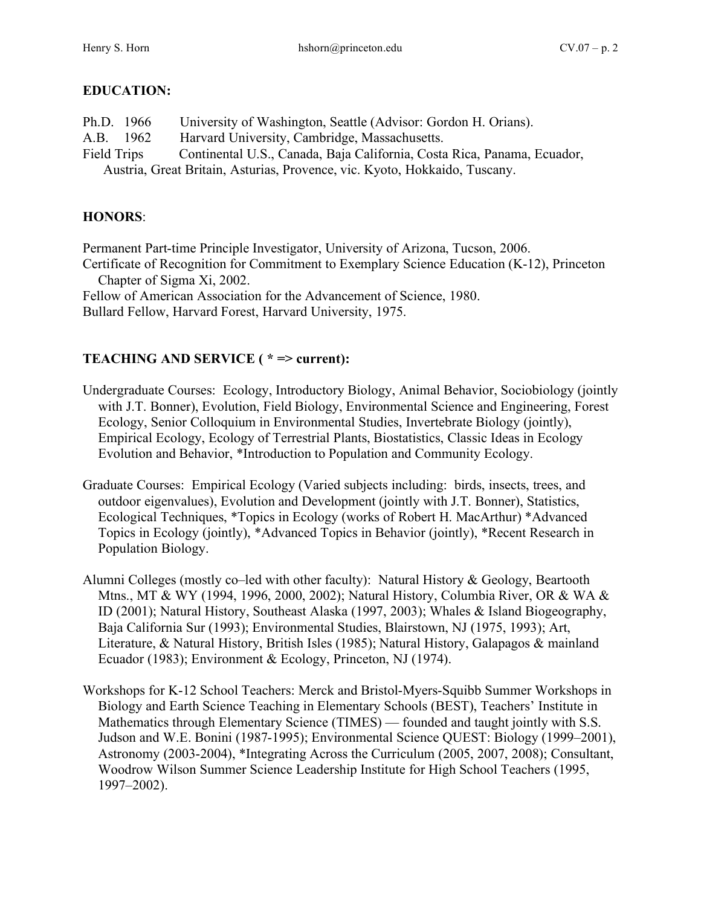## EDUCATION:

Ph.D. 1966 University of Washington, Seattle (Advisor: Gordon H. Orians).
A.B. 1962 Harvard University, Cambridge, Massachusetts.
Field Trips Continental U.S., Canada, Baja California, Costa Rica, Panama, Ecuador, Austria, Great Britain, Asturias, Provence, vic. Kyoto, Hokkaido, Tuscany.

## HONORS:

Permanent Part-time Principle Investigator, University of Arizona, Tucson, 2006.
Certificate of Recognition for Commitment to Exemplary Science Education (K-12), Princeton Chapter of Sigma Xi, 2002.
Fellow of American Association for the Advancement of Science, 1980.
Bullard Fellow, Harvard Forest, Harvard University, 1975.

## TEACHING AND SERVICE ( * => current):

Undergraduate Courses: Ecology, Introductory Biology, Animal Behavior, Sociobiology (jointly with J.T. Bonner), Evolution, Field Biology, Environmental Science and Engineering, Forest Ecology, Senior Colloquium in Environmental Studies, Invertebrate Biology (jointly), Empirical Ecology, Ecology of Terrestrial Plants, Biostatistics, Classic Ideas in Ecology Evolution and Behavior, *Introduction to Population and Community Ecology.

Graduate Courses: Empirical Ecology (Varied subjects including: birds, insects, trees, and outdoor eigenvalues), Evolution and Development (jointly with J.T. Bonner), Statistics, Ecological Techniques, *Topics in Ecology (works of Robert H. MacArthur) *Advanced Topics in Ecology (jointly), *Advanced Topics in Behavior (jointly), *Recent Research in Population Biology.

Alumni Colleges (mostly co–led with other faculty): Natural History & Geology, Beartooth Mtns., MT & WY (1994, 1996, 2000, 2002); Natural History, Columbia River, OR & WA & ID (2001); Natural History, Southeast Alaska (1997, 2003); Whales & Island Biogeography, Baja California Sur (1993); Environmental Studies, Blairstown, NJ (1975, 1993); Art, Literature, & Natural History, British Isles (1985); Natural History, Galapagos & mainland Ecuador (1983); Environment & Ecology, Princeton, NJ (1974).

Workshops for K-12 School Teachers: Merck and Bristol-Myers-Squibb Summer Workshops in Biology and Earth Science Teaching in Elementary Schools (BEST), Teachers' Institute in Mathematics through Elementary Science (TIMES) — founded and taught jointly with S.S. Judson and W.E. Bonini (1987-1995); Environmental Science QUEST: Biology (1999–2001), Astronomy (2003-2004), *Integrating Across the Curriculum (2005, 2007, 2008); Consultant, Woodrow Wilson Summer Science Leadership Institute for High School Teachers (1995, 1997–2002).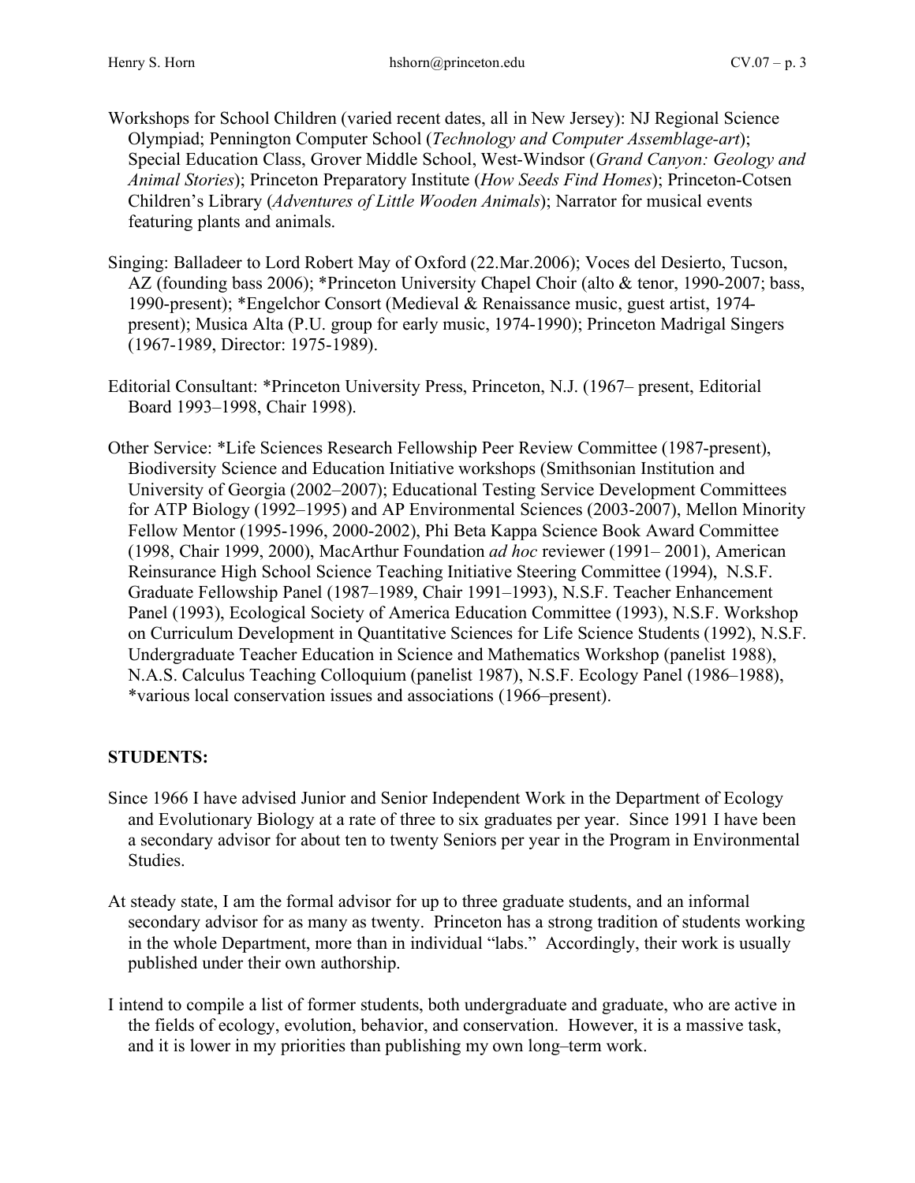Workshops for School Children (varied recent dates, all in New Jersey): NJ Regional Science Olympiad; Pennington Computer School (*Technology and Computer Assemblage-art*); Special Education Class, Grover Middle School, West-Windsor (*Grand Canyon: Geology and Animal Stories*); Princeton Preparatory Institute (*How Seeds Find Homes*); Princeton-Cotsen Children's Library (*Adventures of Little Wooden Animals*); Narrator for musical events featuring plants and animals.

Singing: Balladeer to Lord Robert May of Oxford (22.Mar.2006); Voces del Desierto, Tucson, AZ (founding bass 2006); *Princeton University Chapel Choir (alto & tenor, 1990-2007; bass, 1990-present); *Engelchor Consort (Medieval & Renaissance music, guest artist, 1974-present); Musica Alta (P.U. group for early music, 1974-1990); Princeton Madrigal Singers (1967-1989, Director: 1975-1989).

Editorial Consultant: *Princeton University Press, Princeton, N.J. (1967– present, Editorial Board 1993–1998, Chair 1998).

Other Service: *Life Sciences Research Fellowship Peer Review Committee (1987-present), Biodiversity Science and Education Initiative workshops (Smithsonian Institution and University of Georgia (2002–2007); Educational Testing Service Development Committees for ATP Biology (1992–1995) and AP Environmental Sciences (2003-2007), Mellon Minority Fellow Mentor (1995-1996, 2000-2002), Phi Beta Kappa Science Book Award Committee (1998, Chair 1999, 2000), MacArthur Foundation *ad hoc* reviewer (1991– 2001), American Reinsurance High School Science Teaching Initiative Steering Committee (1994), N.S.F. Graduate Fellowship Panel (1987–1989, Chair 1991–1993), N.S.F. Teacher Enhancement Panel (1993), Ecological Society of America Education Committee (1993), N.S.F. Workshop on Curriculum Development in Quantitative Sciences for Life Science Students (1992), N.S.F. Undergraduate Teacher Education in Science and Mathematics Workshop (panelist 1988), N.A.S. Calculus Teaching Colloquium (panelist 1987), N.S.F. Ecology Panel (1986–1988), *various local conservation issues and associations (1966–present).

**STUDENTS:**

Since 1966 I have advised Junior and Senior Independent Work in the Department of Ecology and Evolutionary Biology at a rate of three to six graduates per year. Since 1991 I have been a secondary advisor for about ten to twenty Seniors per year in the Program in Environmental Studies.

At steady state, I am the formal advisor for up to three graduate students, and an informal secondary advisor for as many as twenty. Princeton has a strong tradition of students working in the whole Department, more than in individual "labs." Accordingly, their work is usually published under their own authorship.

I intend to compile a list of former students, both undergraduate and graduate, who are active in the fields of ecology, evolution, behavior, and conservation. However, it is a massive task, and it is lower in my priorities than publishing my own long–term work.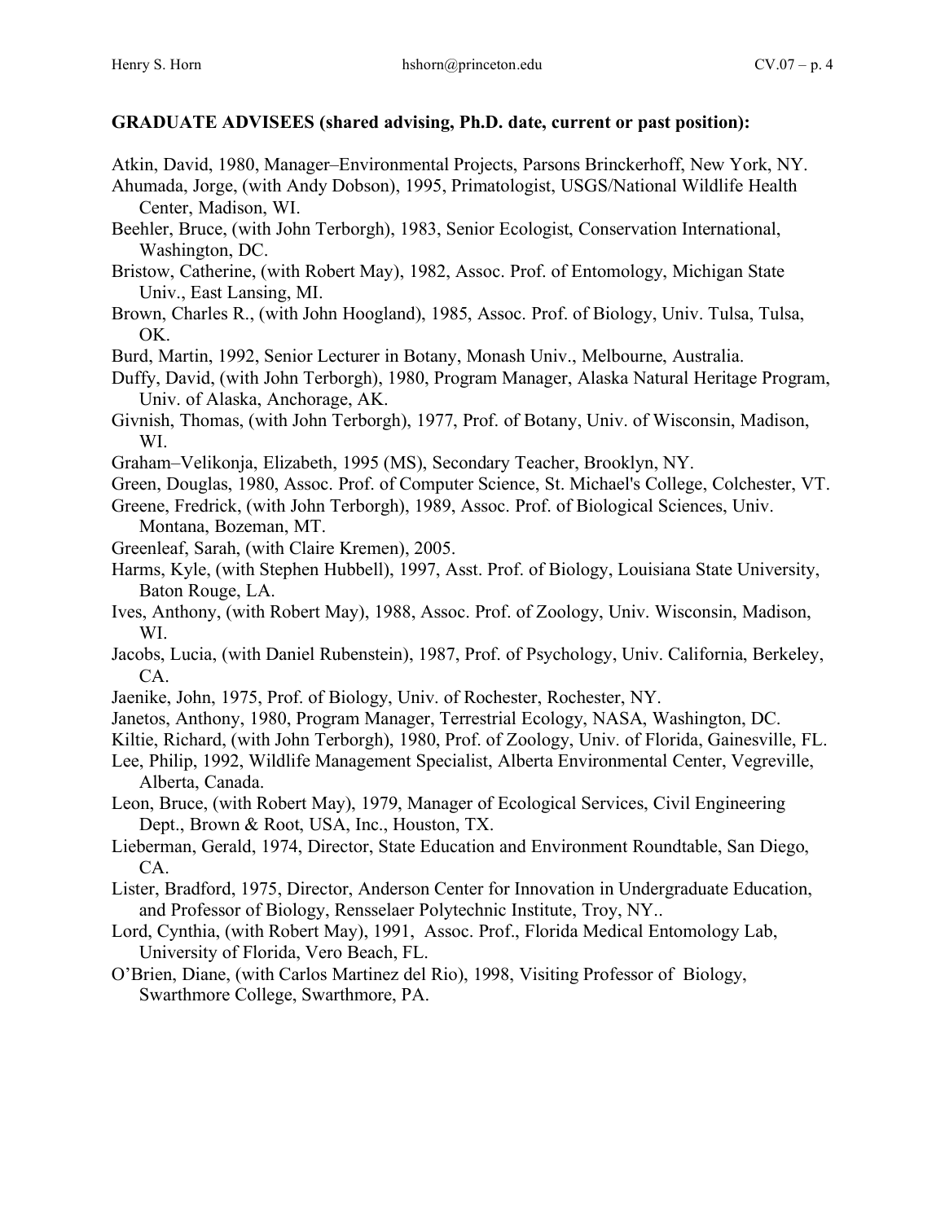**GRADUATE ADVISEES (shared advising, Ph.D. date, current or past position):**

Atkin, David, 1980, Manager–Environmental Projects, Parsons Brinckerhoff, New York, NY.

Ahumada, Jorge, (with Andy Dobson), 1995, Primatologist, USGS/National Wildlife Health Center, Madison, WI.

Beehler, Bruce, (with John Terborgh), 1983, Senior Ecologist, Conservation International, Washington, DC.

Bristow, Catherine, (with Robert May), 1982, Assoc. Prof. of Entomology, Michigan State Univ., East Lansing, MI.

Brown, Charles R., (with John Hoogland), 1985, Assoc. Prof. of Biology, Univ. Tulsa, Tulsa, OK.

Burd, Martin, 1992, Senior Lecturer in Botany, Monash Univ., Melbourne, Australia.

Duffy, David, (with John Terborgh), 1980, Program Manager, Alaska Natural Heritage Program, Univ. of Alaska, Anchorage, AK.

Givnish, Thomas, (with John Terborgh), 1977, Prof. of Botany, Univ. of Wisconsin, Madison, WI.

Graham–Velikonja, Elizabeth, 1995 (MS), Secondary Teacher, Brooklyn, NY.

Green, Douglas, 1980, Assoc. Prof. of Computer Science, St. Michael's College, Colchester, VT.

Greene, Fredrick, (with John Terborgh), 1989, Assoc. Prof. of Biological Sciences, Univ. Montana, Bozeman, MT.

Greenleaf, Sarah, (with Claire Kremen), 2005.

Harms, Kyle, (with Stephen Hubbell), 1997, Asst. Prof. of Biology, Louisiana State University, Baton Rouge, LA.

Ives, Anthony, (with Robert May), 1988, Assoc. Prof. of Zoology, Univ. Wisconsin, Madison, WI.

Jacobs, Lucia, (with Daniel Rubenstein), 1987, Prof. of Psychology, Univ. California, Berkeley, CA.

Jaenike, John, 1975, Prof. of Biology, Univ. of Rochester, Rochester, NY.

Janetos, Anthony, 1980, Program Manager, Terrestrial Ecology, NASA, Washington, DC.

Kiltie, Richard, (with John Terborgh), 1980, Prof. of Zoology, Univ. of Florida, Gainesville, FL.

Lee, Philip, 1992, Wildlife Management Specialist, Alberta Environmental Center, Vegreville, Alberta, Canada.

Leon, Bruce, (with Robert May), 1979, Manager of Ecological Services, Civil Engineering Dept., Brown & Root, USA, Inc., Houston, TX.

Lieberman, Gerald, 1974, Director, State Education and Environment Roundtable, San Diego, CA.

Lister, Bradford, 1975, Director, Anderson Center for Innovation in Undergraduate Education, and Professor of Biology, Rensselaer Polytechnic Institute, Troy, NY..

Lord, Cynthia, (with Robert May), 1991, Assoc. Prof., Florida Medical Entomology Lab, University of Florida, Vero Beach, FL.

O'Brien, Diane, (with Carlos Martinez del Rio), 1998, Visiting Professor of Biology, Swarthmore College, Swarthmore, PA.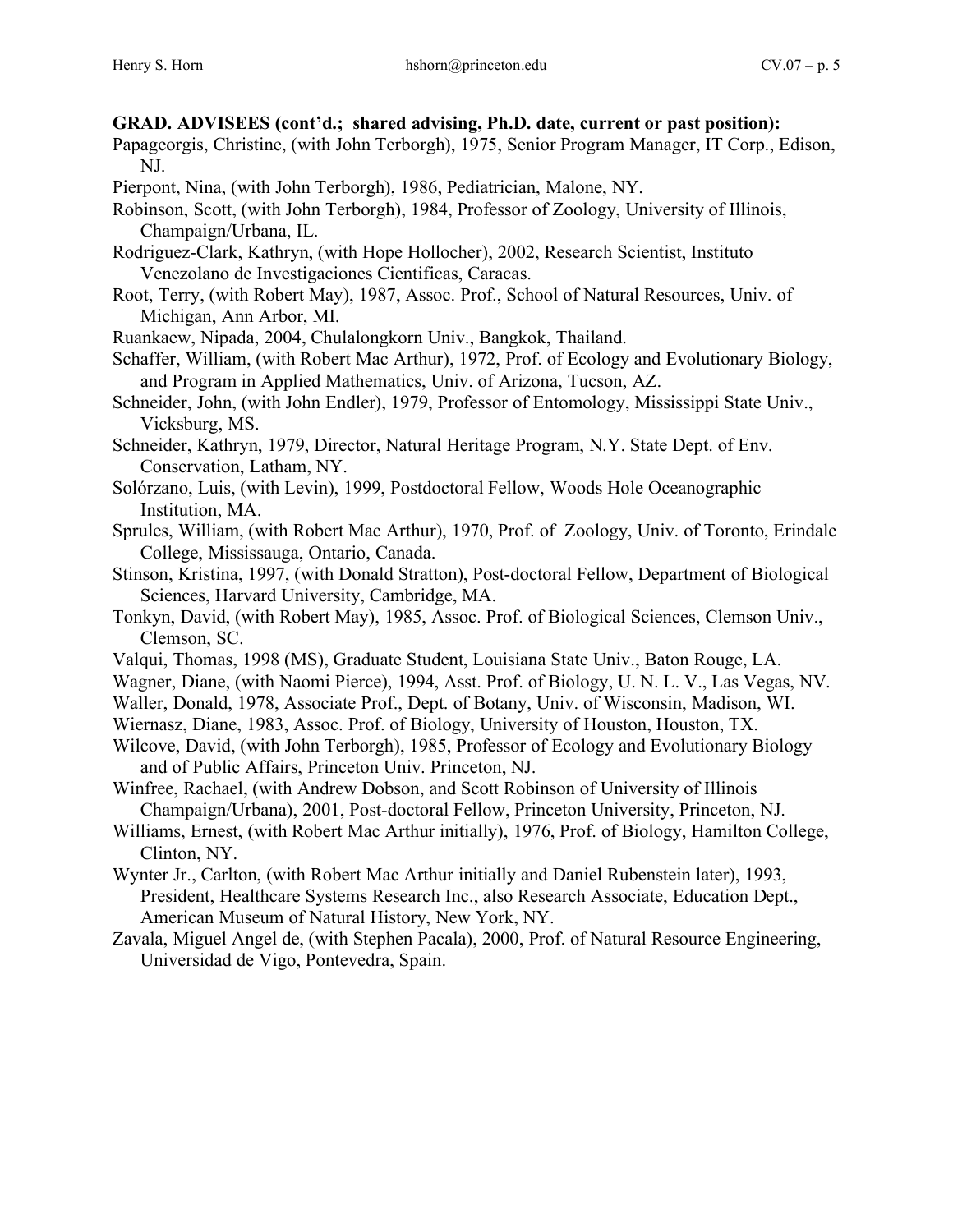**GRAD. ADVISEES (cont'd.; shared advising, Ph.D. date, current or past position):**

Papageorgis, Christine, (with John Terborgh), 1975, Senior Program Manager, IT Corp., Edison, NJ.

Pierpont, Nina, (with John Terborgh), 1986, Pediatrician, Malone, NY.

Robinson, Scott, (with John Terborgh), 1984, Professor of Zoology, University of Illinois, Champaign/Urbana, IL.

Rodriguez-Clark, Kathryn, (with Hope Hollocher), 2002, Research Scientist, Instituto Venezolano de Investigaciones Cientificas, Caracas.

Root, Terry, (with Robert May), 1987, Assoc. Prof., School of Natural Resources, Univ. of Michigan, Ann Arbor, MI.

Ruankaew, Nipada, 2004, Chulalongkorn Univ., Bangkok, Thailand.

Schaffer, William, (with Robert Mac Arthur), 1972, Prof. of Ecology and Evolutionary Biology, and Program in Applied Mathematics, Univ. of Arizona, Tucson, AZ.

Schneider, John, (with John Endler), 1979, Professor of Entomology, Mississippi State Univ., Vicksburg, MS.

Schneider, Kathryn, 1979, Director, Natural Heritage Program, N.Y. State Dept. of Env. Conservation, Latham, NY.

Solórzano, Luis, (with Levin), 1999, Postdoctoral Fellow, Woods Hole Oceanographic Institution, MA.

Sprules, William, (with Robert Mac Arthur), 1970, Prof. of Zoology, Univ. of Toronto, Erindale College, Mississauga, Ontario, Canada.

Stinson, Kristina, 1997, (with Donald Stratton), Post-doctoral Fellow, Department of Biological Sciences, Harvard University, Cambridge, MA.

Tonkyn, David, (with Robert May), 1985, Assoc. Prof. of Biological Sciences, Clemson Univ., Clemson, SC.

Valqui, Thomas, 1998 (MS), Graduate Student, Louisiana State Univ., Baton Rouge, LA.

Wagner, Diane, (with Naomi Pierce), 1994, Asst. Prof. of Biology, U. N. L. V., Las Vegas, NV.

Waller, Donald, 1978, Associate Prof., Dept. of Botany, Univ. of Wisconsin, Madison, WI.

Wiernasz, Diane, 1983, Assoc. Prof. of Biology, University of Houston, Houston, TX.

Wilcove, David, (with John Terborgh), 1985, Professor of Ecology and Evolutionary Biology and of Public Affairs, Princeton Univ. Princeton, NJ.

Winfree, Rachael, (with Andrew Dobson, and Scott Robinson of University of Illinois Champaign/Urbana), 2001, Post-doctoral Fellow, Princeton University, Princeton, NJ.

Williams, Ernest, (with Robert Mac Arthur initially), 1976, Prof. of Biology, Hamilton College, Clinton, NY.

Wynter Jr., Carlton, (with Robert Mac Arthur initially and Daniel Rubenstein later), 1993, President, Healthcare Systems Research Inc., also Research Associate, Education Dept., American Museum of Natural History, New York, NY.

Zavala, Miguel Angel de, (with Stephen Pacala), 2000, Prof. of Natural Resource Engineering, Universidad de Vigo, Pontevedra, Spain.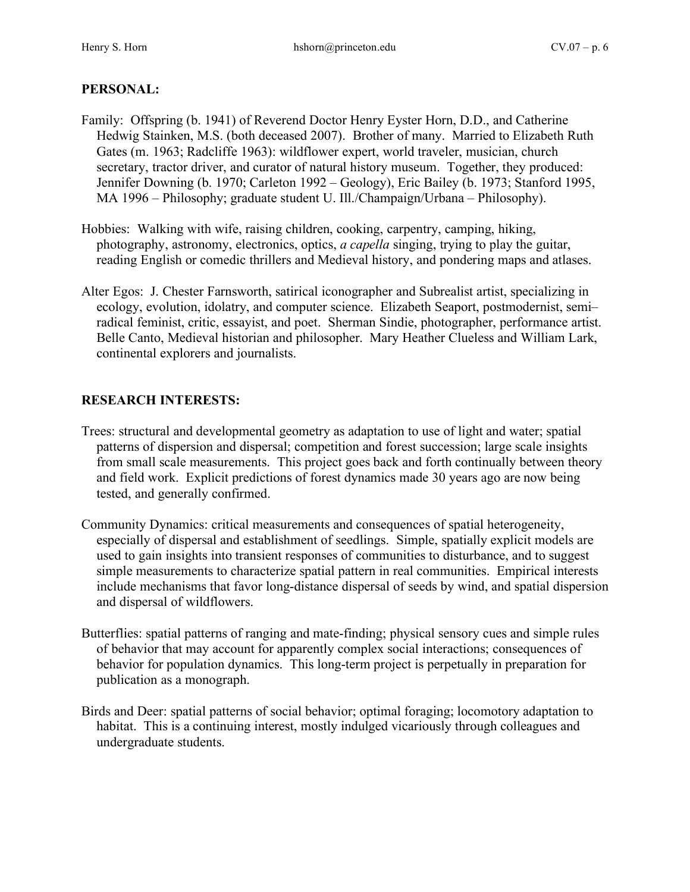**PERSONAL:**

Family: Offspring (b. 1941) of Reverend Doctor Henry Eyster Horn, D.D., and Catherine Hedwig Stainken, M.S. (both deceased 2007). Brother of many. Married to Elizabeth Ruth Gates (m. 1963; Radcliffe 1963): wildflower expert, world traveler, musician, church secretary, tractor driver, and curator of natural history museum. Together, they produced: Jennifer Downing (b. 1970; Carleton 1992 – Geology), Eric Bailey (b. 1973; Stanford 1995, MA 1996 – Philosophy; graduate student U. Ill./Champaign/Urbana – Philosophy).

Hobbies: Walking with wife, raising children, cooking, carpentry, camping, hiking, photography, astronomy, electronics, optics, *a capella* singing, trying to play the guitar, reading English or comedic thrillers and Medieval history, and pondering maps and atlases.

Alter Egos: J. Chester Farnsworth, satirical iconographer and Subrealist artist, specializing in ecology, evolution, idolatry, and computer science. Elizabeth Seaport, postmodernist, semi–radical feminist, critic, essayist, and poet. Sherman Sindie, photographer, performance artist. Belle Canto, Medieval historian and philosopher. Mary Heather Clueless and William Lark, continental explorers and journalists.

**RESEARCH INTERESTS:**

Trees: structural and developmental geometry as adaptation to use of light and water; spatial patterns of dispersion and dispersal; competition and forest succession; large scale insights from small scale measurements. This project goes back and forth continually between theory and field work. Explicit predictions of forest dynamics made 30 years ago are now being tested, and generally confirmed.

Community Dynamics: critical measurements and consequences of spatial heterogeneity, especially of dispersal and establishment of seedlings. Simple, spatially explicit models are used to gain insights into transient responses of communities to disturbance, and to suggest simple measurements to characterize spatial pattern in real communities. Empirical interests include mechanisms that favor long-distance dispersal of seeds by wind, and spatial dispersion and dispersal of wildflowers.

Butterflies: spatial patterns of ranging and mate-finding; physical sensory cues and simple rules of behavior that may account for apparently complex social interactions; consequences of behavior for population dynamics. This long-term project is perpetually in preparation for publication as a monograph.

Birds and Deer: spatial patterns of social behavior; optimal foraging; locomotory adaptation to habitat. This is a continuing interest, mostly indulged vicariously through colleagues and undergraduate students.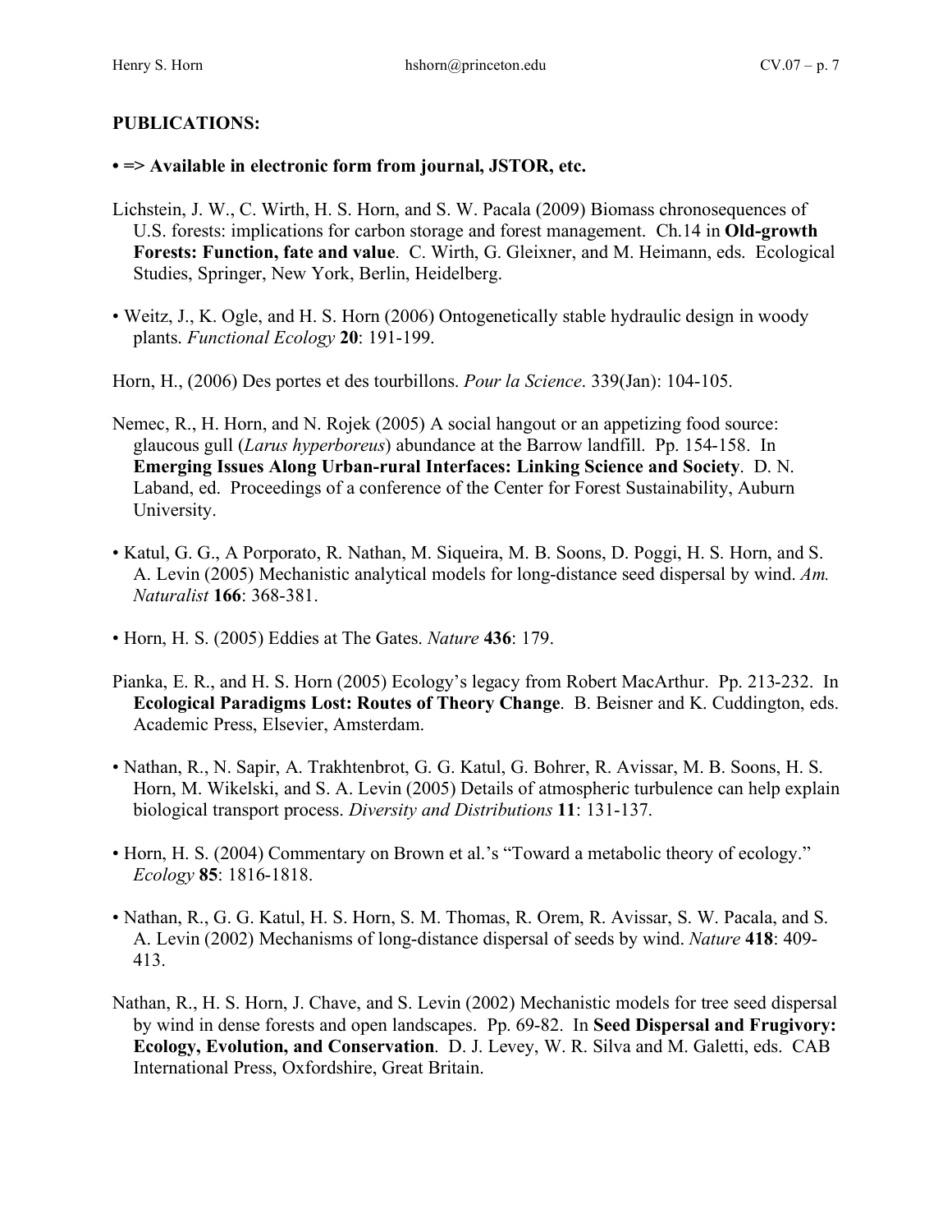**PUBLICATIONS:**

**• => Available in electronic form from journal, JSTOR, etc.**

Lichstein, J. W., C. Wirth, H. S. Horn, and S. W. Pacala (2009) Biomass chronosequences of U.S. forests: implications for carbon storage and forest management. Ch.14 in **Old-growth Forests: Function, fate and value**. C. Wirth, G. Gleixner, and M. Heimann, eds. Ecological Studies, Springer, New York, Berlin, Heidelberg.

• Weitz, J., K. Ogle, and H. S. Horn (2006) Ontogenetically stable hydraulic design in woody plants. *Functional Ecology* **20**: 191-199.

Horn, H., (2006) Des portes et des tourbillons. *Pour la Science*. 339(Jan): 104-105.

Nemec, R., H. Horn, and N. Rojek (2005) A social hangout or an appetizing food source: glaucous gull (*Larus hyperboreus*) abundance at the Barrow landfill. Pp. 154-158. In **Emerging Issues Along Urban-rural Interfaces: Linking Science and Society**. D. N. Laband, ed. Proceedings of a conference of the Center for Forest Sustainability, Auburn University.

• Katul, G. G., A Porporato, R. Nathan, M. Siqueira, M. B. Soons, D. Poggi, H. S. Horn, and S. A. Levin (2005) Mechanistic analytical models for long-distance seed dispersal by wind. *Am. Naturalist* **166**: 368-381.

• Horn, H. S. (2005) Eddies at The Gates. *Nature* **436**: 179.

Pianka, E. R., and H. S. Horn (2005) Ecology's legacy from Robert MacArthur. Pp. 213-232. In **Ecological Paradigms Lost: Routes of Theory Change**. B. Beisner and K. Cuddington, eds. Academic Press, Elsevier, Amsterdam.

• Nathan, R., N. Sapir, A. Trakhtenbrot, G. G. Katul, G. Bohrer, R. Avissar, M. B. Soons, H. S. Horn, M. Wikelski, and S. A. Levin (2005) Details of atmospheric turbulence can help explain biological transport process. *Diversity and Distributions* **11**: 131-137.

• Horn, H. S. (2004) Commentary on Brown et al.'s "Toward a metabolic theory of ecology." *Ecology* **85**: 1816-1818.

• Nathan, R., G. G. Katul, H. S. Horn, S. M. Thomas, R. Orem, R. Avissar, S. W. Pacala, and S. A. Levin (2002) Mechanisms of long-distance dispersal of seeds by wind. *Nature* **418**: 409-413.

Nathan, R., H. S. Horn, J. Chave, and S. Levin (2002) Mechanistic models for tree seed dispersal by wind in dense forests and open landscapes. Pp. 69-82. In **Seed Dispersal and Frugivory: Ecology, Evolution, and Conservation**. D. J. Levey, W. R. Silva and M. Galetti, eds. CAB International Press, Oxfordshire, Great Britain.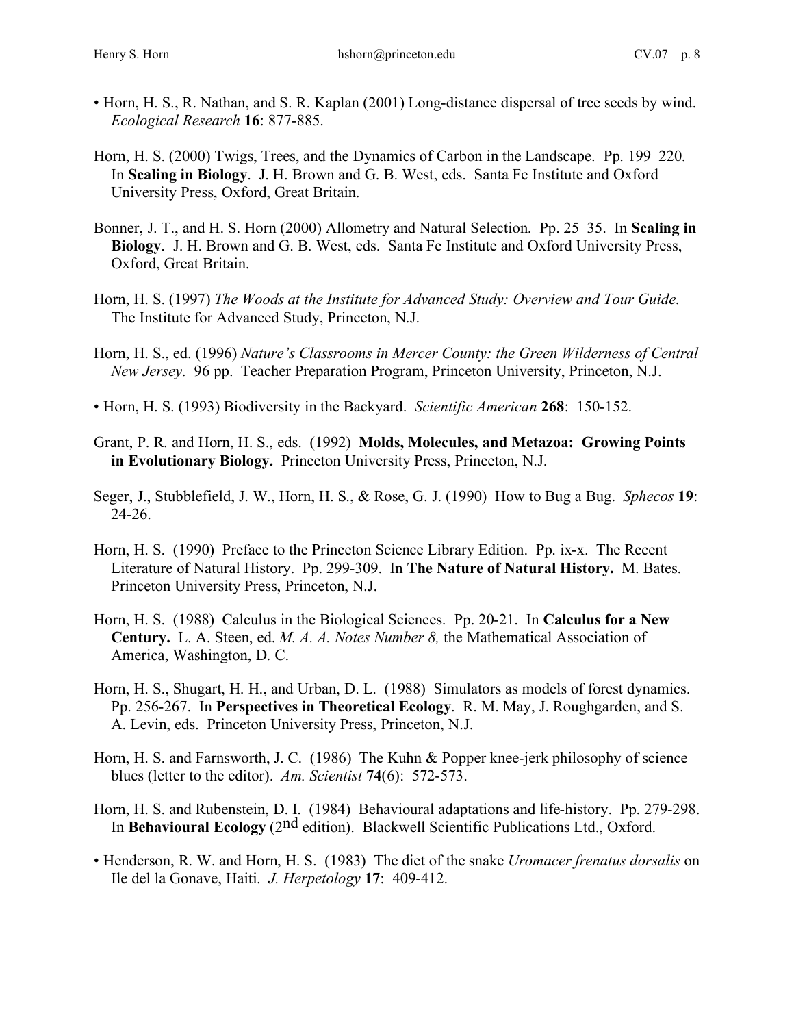• Horn, H. S., R. Nathan, and S. R. Kaplan (2001) Long-distance dispersal of tree seeds by wind. *Ecological Research* **16**: 877-885.

Horn, H. S. (2000) Twigs, Trees, and the Dynamics of Carbon in the Landscape. Pp. 199–220. In **Scaling in Biology**. J. H. Brown and G. B. West, eds. Santa Fe Institute and Oxford University Press, Oxford, Great Britain.

Bonner, J. T., and H. S. Horn (2000) Allometry and Natural Selection. Pp. 25–35. In **Scaling in Biology**. J. H. Brown and G. B. West, eds. Santa Fe Institute and Oxford University Press, Oxford, Great Britain.

Horn, H. S. (1997) *The Woods at the Institute for Advanced Study: Overview and Tour Guide.* The Institute for Advanced Study, Princeton, N.J.

Horn, H. S., ed. (1996) *Nature's Classrooms in Mercer County: the Green Wilderness of Central New Jersey*. 96 pp. Teacher Preparation Program, Princeton University, Princeton, N.J.

• Horn, H. S. (1993) Biodiversity in the Backyard. *Scientific American* **268**: 150-152.

Grant, P. R. and Horn, H. S., eds. (1992) **Molds, Molecules, and Metazoa: Growing Points in Evolutionary Biology.** Princeton University Press, Princeton, N.J.

Seger, J., Stubblefield, J. W., Horn, H. S., & Rose, G. J. (1990) How to Bug a Bug. *Sphecos* **19**: 24-26.

Horn, H. S. (1990) Preface to the Princeton Science Library Edition. Pp. ix-x. The Recent Literature of Natural History. Pp. 299-309. In **The Nature of Natural History.** M. Bates. Princeton University Press, Princeton, N.J.

Horn, H. S. (1988) Calculus in the Biological Sciences. Pp. 20-21. In **Calculus for a New Century.** L. A. Steen, ed. *M. A. A. Notes Number 8,* the Mathematical Association of America, Washington, D. C.

Horn, H. S., Shugart, H. H., and Urban, D. L. (1988) Simulators as models of forest dynamics. Pp. 256-267. In **Perspectives in Theoretical Ecology**. R. M. May, J. Roughgarden, and S. A. Levin, eds. Princeton University Press, Princeton, N.J.

Horn, H. S. and Farnsworth, J. C. (1986) The Kuhn & Popper knee-jerk philosophy of science blues (letter to the editor). *Am. Scientist* **74**(6): 572-573.

Horn, H. S. and Rubenstein, D. I. (1984) Behavioural adaptations and life-history. Pp. 279-298. In **Behavioural Ecology** (2nd edition). Blackwell Scientific Publications Ltd., Oxford.

• Henderson, R. W. and Horn, H. S. (1983) The diet of the snake *Uromacer frenatus dorsalis* on Ile del la Gonave, Haiti. *J. Herpetology* **17**: 409-412.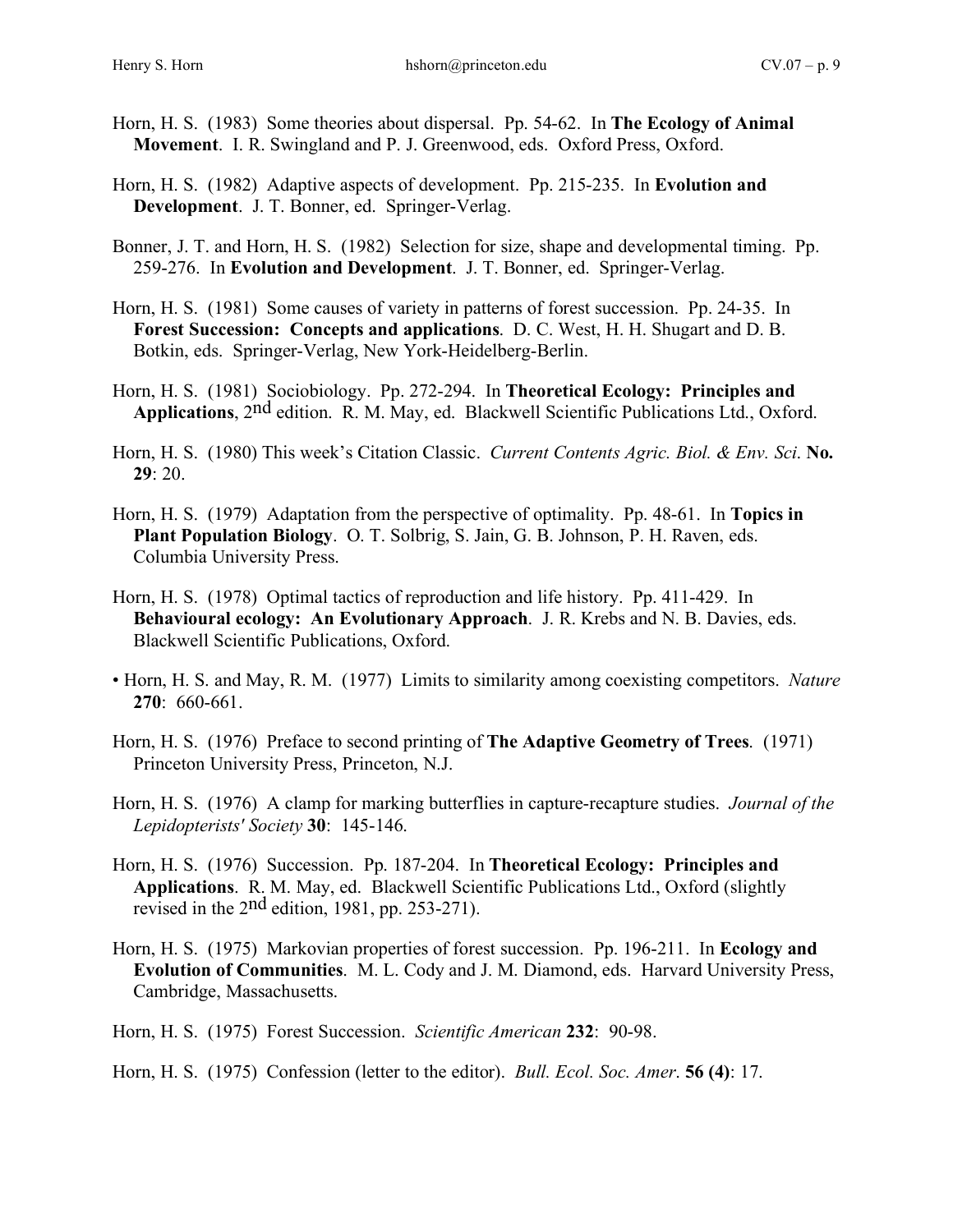Horn, H. S. (1983) Some theories about dispersal. Pp. 54-62. In **The Ecology of Animal Movement**. I. R. Swingland and P. J. Greenwood, eds. Oxford Press, Oxford.

Horn, H. S. (1982) Adaptive aspects of development. Pp. 215-235. In **Evolution and Development**. J. T. Bonner, ed. Springer-Verlag.

Bonner, J. T. and Horn, H. S. (1982) Selection for size, shape and developmental timing. Pp. 259-276. In **Evolution and Development**. J. T. Bonner, ed. Springer-Verlag.

Horn, H. S. (1981) Some causes of variety in patterns of forest succession. Pp. 24-35. In **Forest Succession: Concepts and applications**. D. C. West, H. H. Shugart and D. B. Botkin, eds. Springer-Verlag, New York-Heidelberg-Berlin.

Horn, H. S. (1981) Sociobiology. Pp. 272-294. In **Theoretical Ecology: Principles and Applications**, 2nd edition. R. M. May, ed. Blackwell Scientific Publications Ltd., Oxford.

Horn, H. S. (1980) This week's Citation Classic. *Current Contents Agric. Biol. & Env. Sci.* **No. 29**: 20.

Horn, H. S. (1979) Adaptation from the perspective of optimality. Pp. 48-61. In **Topics in Plant Population Biology**. O. T. Solbrig, S. Jain, G. B. Johnson, P. H. Raven, eds. Columbia University Press.

Horn, H. S. (1978) Optimal tactics of reproduction and life history. Pp. 411-429. In **Behavioural ecology: An Evolutionary Approach**. J. R. Krebs and N. B. Davies, eds. Blackwell Scientific Publications, Oxford.

• Horn, H. S. and May, R. M. (1977) Limits to similarity among coexisting competitors. *Nature* **270**: 660-661.

Horn, H. S. (1976) Preface to second printing of **The Adaptive Geometry of Trees**. (1971) Princeton University Press, Princeton, N.J.

Horn, H. S. (1976) A clamp for marking butterflies in capture-recapture studies. *Journal of the Lepidopterists' Society* **30**: 145-146.

Horn, H. S. (1976) Succession. Pp. 187-204. In **Theoretical Ecology: Principles and Applications**. R. M. May, ed. Blackwell Scientific Publications Ltd., Oxford (slightly revised in the 2nd edition, 1981, pp. 253-271).

Horn, H. S. (1975) Markovian properties of forest succession. Pp. 196-211. In **Ecology and Evolution of Communities**. M. L. Cody and J. M. Diamond, eds. Harvard University Press, Cambridge, Massachusetts.

Horn, H. S. (1975) Forest Succession. *Scientific American* **232**: 90-98.

Horn, H. S. (1975) Confession (letter to the editor). *Bull. Ecol. Soc. Amer*. **56 (4)**: 17.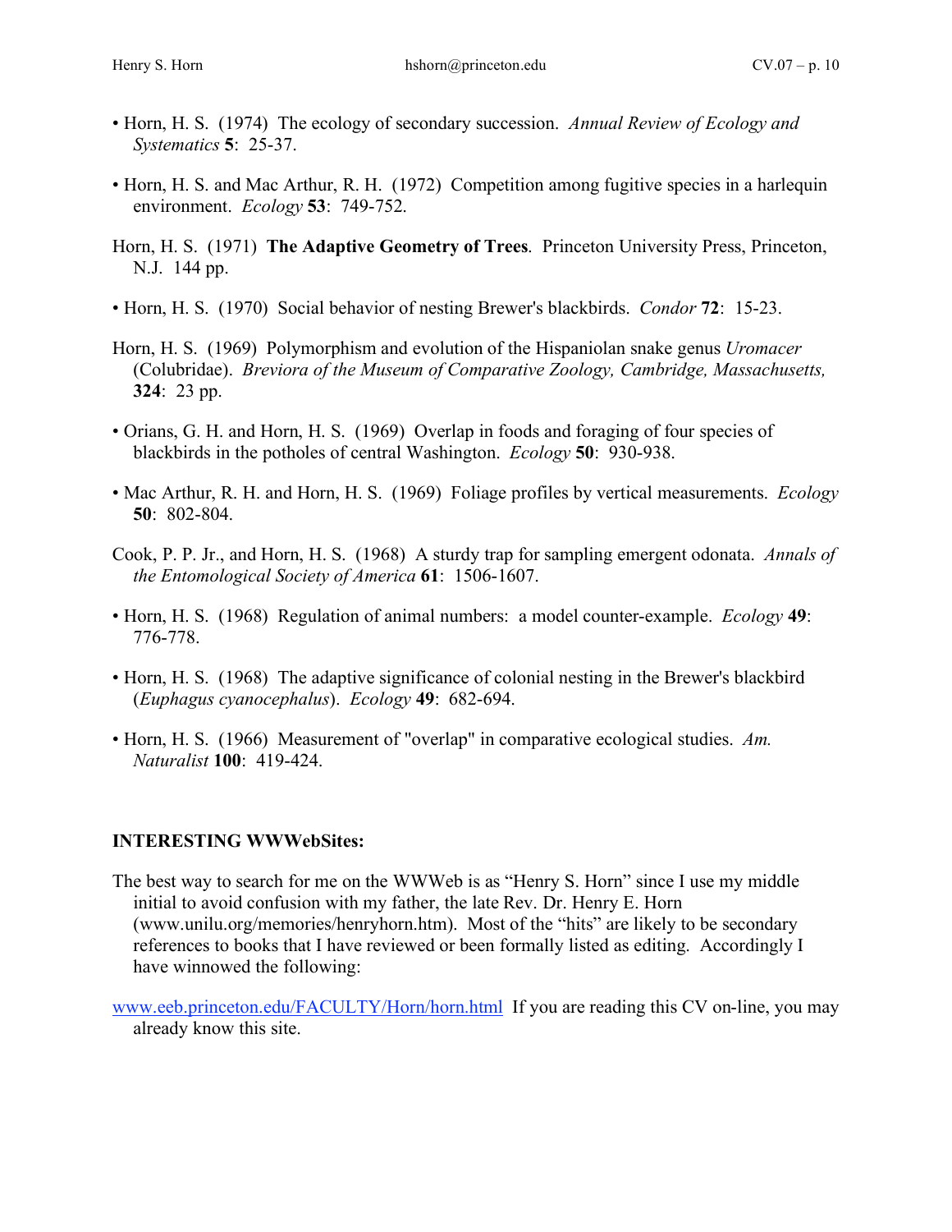• Horn, H. S. (1974) The ecology of secondary succession. *Annual Review of Ecology and Systematics* **5**: 25-37.

• Horn, H. S. and Mac Arthur, R. H. (1972) Competition among fugitive species in a harlequin environment. *Ecology* **53**: 749-752.

Horn, H. S. (1971) **The Adaptive Geometry of Trees**. Princeton University Press, Princeton, N.J. 144 pp.

• Horn, H. S. (1970) Social behavior of nesting Brewer's blackbirds. *Condor* **72**: 15-23.

Horn, H. S. (1969) Polymorphism and evolution of the Hispaniolan snake genus *Uromacer* (Colubridae). *Breviora of the Museum of Comparative Zoology, Cambridge, Massachusetts,* **324**: 23 pp.

• Orians, G. H. and Horn, H. S. (1969) Overlap in foods and foraging of four species of blackbirds in the potholes of central Washington. *Ecology* **50**: 930-938.

• Mac Arthur, R. H. and Horn, H. S. (1969) Foliage profiles by vertical measurements. *Ecology* **50**: 802-804.

Cook, P. P. Jr., and Horn, H. S. (1968) A sturdy trap for sampling emergent odonata. *Annals of the Entomological Society of America* **61**: 1506-1607.

• Horn, H. S. (1968) Regulation of animal numbers: a model counter-example. *Ecology* **49**: 776-778.

• Horn, H. S. (1968) The adaptive significance of colonial nesting in the Brewer's blackbird (*Euphagus cyanocephalus*). *Ecology* **49**: 682-694.

• Horn, H. S. (1966) Measurement of "overlap" in comparative ecological studies. *Am. Naturalist* **100**: 419-424.

### INTERESTING WWWebSites:

The best way to search for me on the WWWeb is as "Henry S. Horn" since I use my middle initial to avoid confusion with my father, the late Rev. Dr. Henry E. Horn (www.unilu.org/memories/henryhorn.htm). Most of the "hits" are likely to be secondary references to books that I have reviewed or been formally listed as editing. Accordingly I have winnowed the following:

www.eeb.princeton.edu/FACULTY/Horn/horn.html If you are reading this CV on-line, you may already know this site.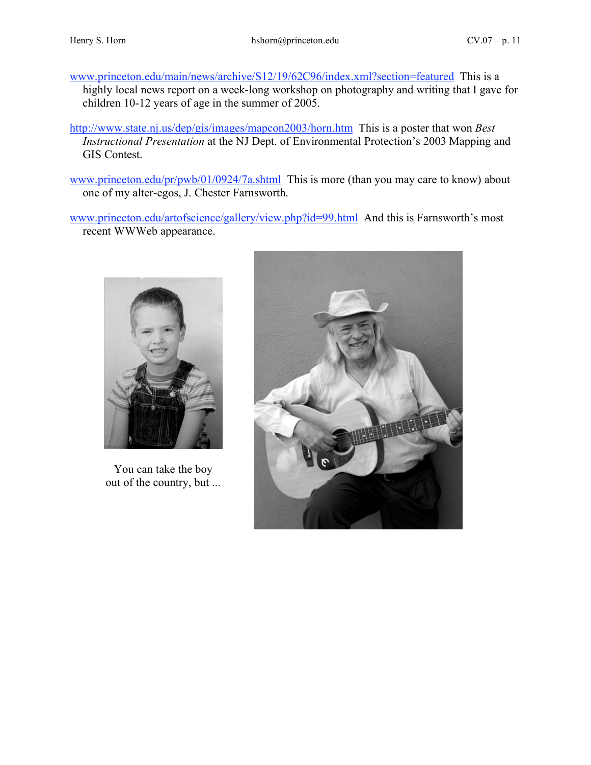www.princeton.edu/main/news/archive/S12/19/62C96/index.xml?section=featured This is a highly local news report on a week-long workshop on photography and writing that I gave for children 10-12 years of age in the summer of 2005.

http://www.state.nj.us/dep/gis/images/mapcon2003/horn.htm This is a poster that won *Best Instructional Presentation* at the NJ Dept. of Environmental Protection's 2003 Mapping and GIS Contest.

www.princeton.edu/pr/pwb/01/0924/7a.shtml This is more (than you may care to know) about one of my alter-egos, J. Chester Farnsworth.

www.princeton.edu/artofscience/gallery/view.php?id=99.html And this is Farnsworth's most recent WWWeb appearance.

You can take the boy out of the country, but ...